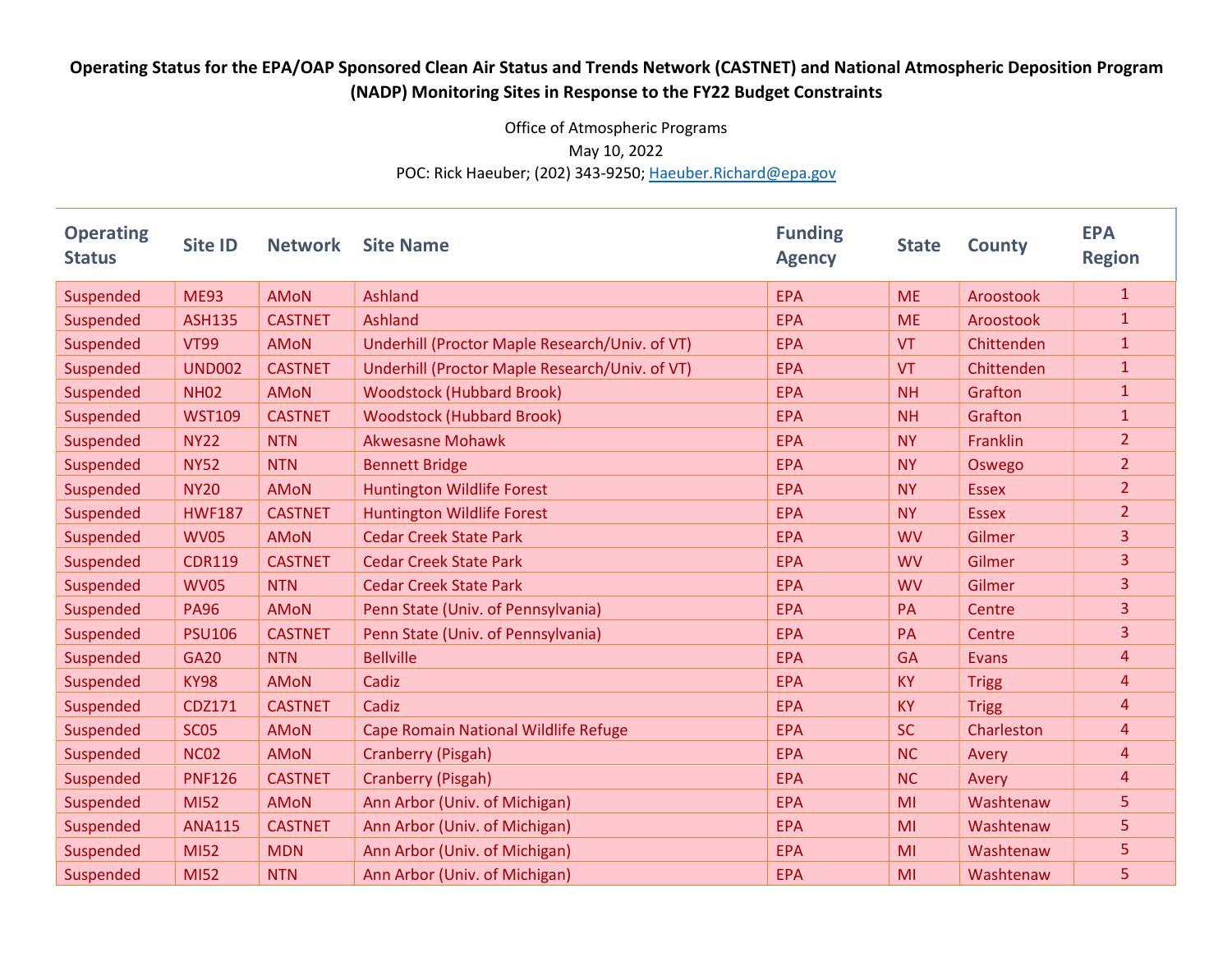# Operating Status for the EPA/OAP Sponsored Clean Air Status and Trends Network (CASTNET) and National Atmospheric Deposition Program (NADP) Monitoring Sites in Response to the FY22 Budget Constraints

Office of Atmospheric Programs
May 10, 2022
POC: Rick Haeuber; (202) 343-9250; Haeuber.Richard@epa.gov

| Operating Status | Site ID | Network | Site Name | Funding Agency | State | County | EPA Region |
|---|---|---|---|---|---|---|---|
| Suspended | ME93 | AMoN | Ashland | EPA | ME | Aroostook | 1 |
| Suspended | ASH135 | CASTNET | Ashland | EPA | ME | Aroostook | 1 |
| Suspended | VT99 | AMoN | Underhill (Proctor Maple Research/Univ. of VT) | EPA | VT | Chittenden | 1 |
| Suspended | UND002 | CASTNET | Underhill (Proctor Maple Research/Univ. of VT) | EPA | VT | Chittenden | 1 |
| Suspended | NH02 | AMoN | Woodstock (Hubbard Brook) | EPA | NH | Grafton | 1 |
| Suspended | WST109 | CASTNET | Woodstock (Hubbard Brook) | EPA | NH | Grafton | 1 |
| Suspended | NY22 | NTN | Akwesasne Mohawk | EPA | NY | Franklin | 2 |
| Suspended | NY52 | NTN | Bennett Bridge | EPA | NY | Oswego | 2 |
| Suspended | NY20 | AMoN | Huntington Wildlife Forest | EPA | NY | Essex | 2 |
| Suspended | HWF187 | CASTNET | Huntington Wildlife Forest | EPA | NY | Essex | 2 |
| Suspended | WV05 | AMoN | Cedar Creek State Park | EPA | WV | Gilmer | 3 |
| Suspended | CDR119 | CASTNET | Cedar Creek State Park | EPA | WV | Gilmer | 3 |
| Suspended | WV05 | NTN | Cedar Creek State Park | EPA | WV | Gilmer | 3 |
| Suspended | PA96 | AMoN | Penn State (Univ. of Pennsylvania) | EPA | PA | Centre | 3 |
| Suspended | PSU106 | CASTNET | Penn State (Univ. of Pennsylvania) | EPA | PA | Centre | 3 |
| Suspended | GA20 | NTN | Bellville | EPA | GA | Evans | 4 |
| Suspended | KY98 | AMoN | Cadiz | EPA | KY | Trigg | 4 |
| Suspended | CDZ171 | CASTNET | Cadiz | EPA | KY | Trigg | 4 |
| Suspended | SC05 | AMoN | Cape Romain National Wildlife Refuge | EPA | SC | Charleston | 4 |
| Suspended | NC02 | AMoN | Cranberry (Pisgah) | EPA | NC | Avery | 4 |
| Suspended | PNF126 | CASTNET | Cranberry (Pisgah) | EPA | NC | Avery | 4 |
| Suspended | MI52 | AMoN | Ann Arbor (Univ. of Michigan) | EPA | MI | Washtenaw | 5 |
| Suspended | ANA115 | CASTNET | Ann Arbor (Univ. of Michigan) | EPA | MI | Washtenaw | 5 |
| Suspended | MI52 | MDN | Ann Arbor (Univ. of Michigan) | EPA | MI | Washtenaw | 5 |
| Suspended | MI52 | NTN | Ann Arbor (Univ. of Michigan) | EPA | MI | Washtenaw | 5 |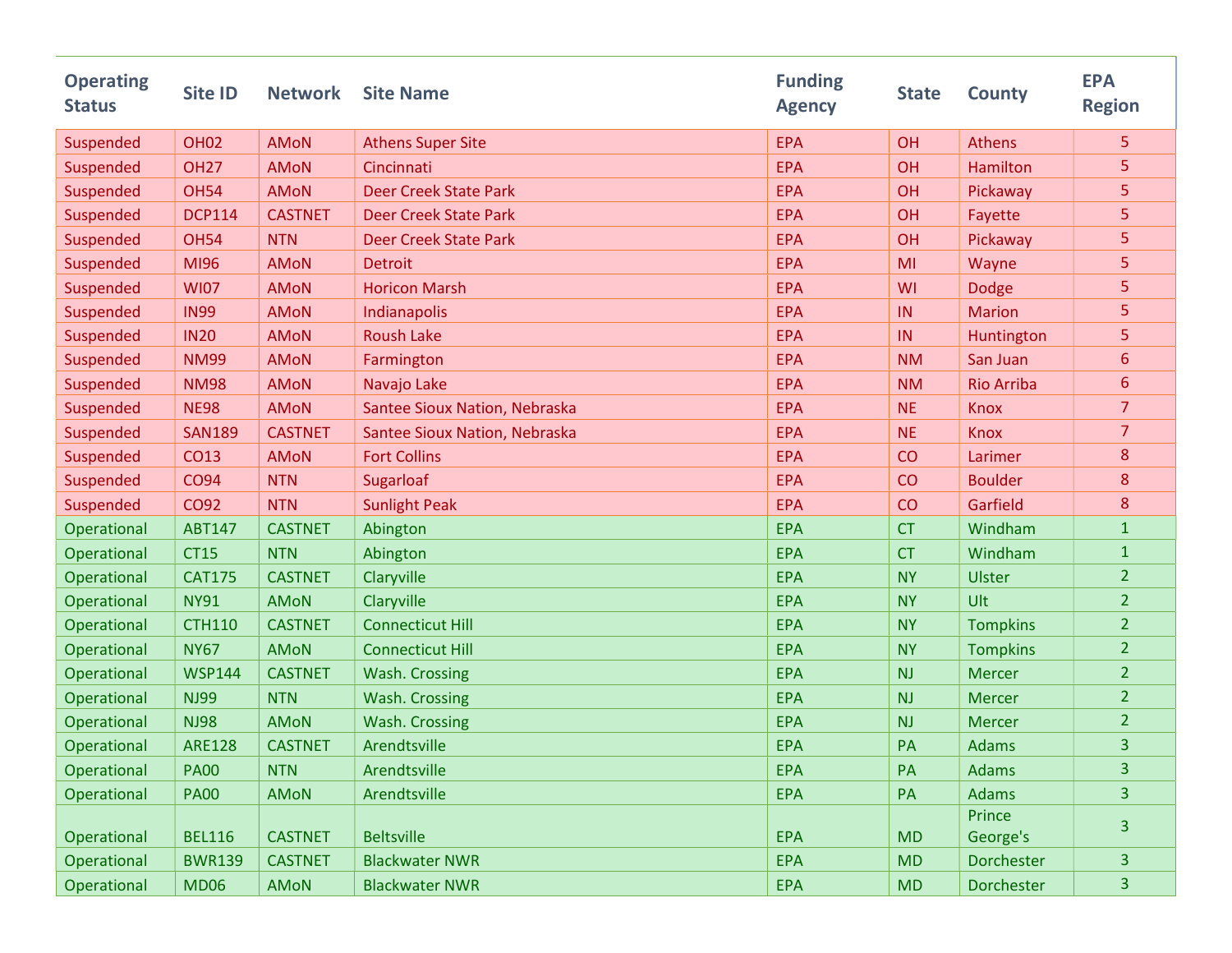| Operating Status | Site ID | Network | Site Name | Funding Agency | State | County | EPA Region |
|---|---|---|---|---|---|---|---|
| Suspended | OH02 | AMoN | Athens Super Site | EPA | OH | Athens | 5 |
| Suspended | OH27 | AMoN | Cincinnati | EPA | OH | Hamilton | 5 |
| Suspended | OH54 | AMoN | Deer Creek State Park | EPA | OH | Pickaway | 5 |
| Suspended | DCP114 | CASTNET | Deer Creek State Park | EPA | OH | Fayette | 5 |
| Suspended | OH54 | NTN | Deer Creek State Park | EPA | OH | Pickaway | 5 |
| Suspended | MI96 | AMoN | Detroit | EPA | MI | Wayne | 5 |
| Suspended | WI07 | AMoN | Horicon Marsh | EPA | WI | Dodge | 5 |
| Suspended | IN99 | AMoN | Indianapolis | EPA | IN | Marion | 5 |
| Suspended | IN20 | AMoN | Roush Lake | EPA | IN | Huntington | 5 |
| Suspended | NM99 | AMoN | Farmington | EPA | NM | San Juan | 6 |
| Suspended | NM98 | AMoN | Navajo Lake | EPA | NM | Rio Arriba | 6 |
| Suspended | NE98 | AMoN | Santee Sioux Nation, Nebraska | EPA | NE | Knox | 7 |
| Suspended | SAN189 | CASTNET | Santee Sioux Nation, Nebraska | EPA | NE | Knox | 7 |
| Suspended | CO13 | AMoN | Fort Collins | EPA | CO | Larimer | 8 |
| Suspended | CO94 | NTN | Sugarloaf | EPA | CO | Boulder | 8 |
| Suspended | CO92 | NTN | Sunlight Peak | EPA | CO | Garfield | 8 |
| Operational | ABT147 | CASTNET | Abington | EPA | CT | Windham | 1 |
| Operational | CT15 | NTN | Abington | EPA | CT | Windham | 1 |
| Operational | CAT175 | CASTNET | Claryville | EPA | NY | Ulster | 2 |
| Operational | NY91 | AMoN | Claryville | EPA | NY | Ult | 2 |
| Operational | CTH110 | CASTNET | Connecticut Hill | EPA | NY | Tompkins | 2 |
| Operational | NY67 | AMoN | Connecticut Hill | EPA | NY | Tompkins | 2 |
| Operational | WSP144 | CASTNET | Wash. Crossing | EPA | NJ | Mercer | 2 |
| Operational | NJ99 | NTN | Wash. Crossing | EPA | NJ | Mercer | 2 |
| Operational | NJ98 | AMoN | Wash. Crossing | EPA | NJ | Mercer | 2 |
| Operational | ARE128 | CASTNET | Arendtsville | EPA | PA | Adams | 3 |
| Operational | PA00 | NTN | Arendtsville | EPA | PA | Adams | 3 |
| Operational | PA00 | AMoN | Arendtsville | EPA | PA | Adams | 3 |
| Operational | BEL116 | CASTNET | Beltsville | EPA | MD | Prince George's | 3 |
| Operational | BWR139 | CASTNET | Blackwater NWR | EPA | MD | Dorchester | 3 |
| Operational | MD06 | AMoN | Blackwater NWR | EPA | MD | Dorchester | 3 |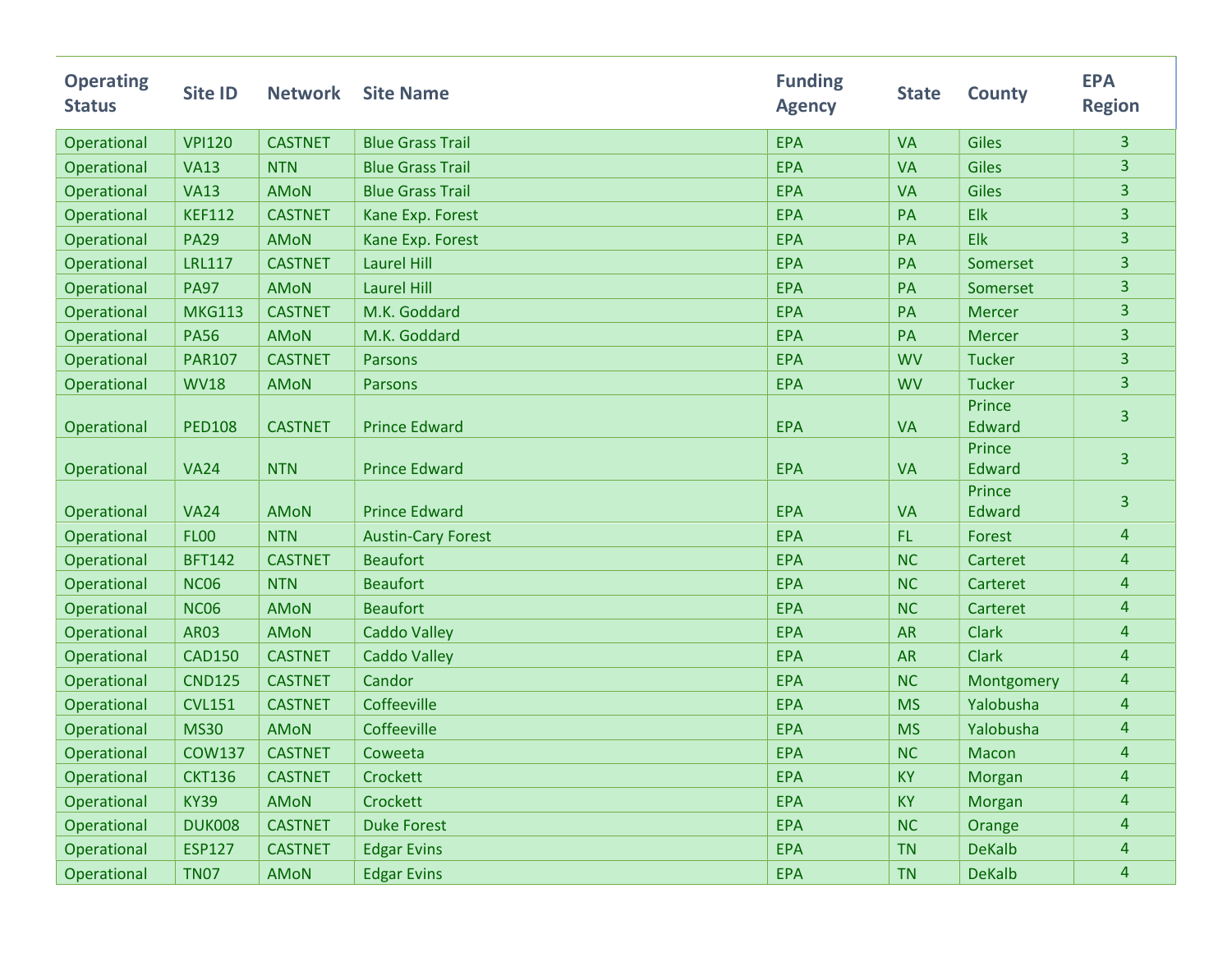| Operating Status | Site ID | Network | Site Name | Funding Agency | State | County | EPA Region |
|---|---|---|---|---|---|---|---|
| Operational | VPI120 | CASTNET | Blue Grass Trail | EPA | VA | Giles | 3 |
| Operational | VA13 | NTN | Blue Grass Trail | EPA | VA | Giles | 3 |
| Operational | VA13 | AMoN | Blue Grass Trail | EPA | VA | Giles | 3 |
| Operational | KEF112 | CASTNET | Kane Exp. Forest | EPA | PA | Elk | 3 |
| Operational | PA29 | AMoN | Kane Exp. Forest | EPA | PA | Elk | 3 |
| Operational | LRL117 | CASTNET | Laurel Hill | EPA | PA | Somerset | 3 |
| Operational | PA97 | AMoN | Laurel Hill | EPA | PA | Somerset | 3 |
| Operational | MKG113 | CASTNET | M.K. Goddard | EPA | PA | Mercer | 3 |
| Operational | PA56 | AMoN | M.K. Goddard | EPA | PA | Mercer | 3 |
| Operational | PAR107 | CASTNET | Parsons | EPA | WV | Tucker | 3 |
| Operational | WV18 | AMoN | Parsons | EPA | WV | Tucker | 3 |
| Operational | PED108 | CASTNET | Prince Edward | EPA | VA | Prince Edward | 3 |
| Operational | VA24 | NTN | Prince Edward | EPA | VA | Prince Edward | 3 |
| Operational | VA24 | AMoN | Prince Edward | EPA | VA | Prince Edward | 3 |
| Operational | FL00 | NTN | Austin-Cary Forest | EPA | FL | Forest | 4 |
| Operational | BFT142 | CASTNET | Beaufort | EPA | NC | Carteret | 4 |
| Operational | NC06 | NTN | Beaufort | EPA | NC | Carteret | 4 |
| Operational | NC06 | AMoN | Beaufort | EPA | NC | Carteret | 4 |
| Operational | AR03 | AMoN | Caddo Valley | EPA | AR | Clark | 4 |
| Operational | CAD150 | CASTNET | Caddo Valley | EPA | AR | Clark | 4 |
| Operational | CND125 | CASTNET | Candor | EPA | NC | Montgomery | 4 |
| Operational | CVL151 | CASTNET | Coffeeville | EPA | MS | Yalobusha | 4 |
| Operational | MS30 | AMoN | Coffeeville | EPA | MS | Yalobusha | 4 |
| Operational | COW137 | CASTNET | Coweeta | EPA | NC | Macon | 4 |
| Operational | CKT136 | CASTNET | Crockett | EPA | KY | Morgan | 4 |
| Operational | KY39 | AMoN | Crockett | EPA | KY | Morgan | 4 |
| Operational | DUK008 | CASTNET | Duke Forest | EPA | NC | Orange | 4 |
| Operational | ESP127 | CASTNET | Edgar Evins | EPA | TN | DeKalb | 4 |
| Operational | TN07 | AMoN | Edgar Evins | EPA | TN | DeKalb | 4 |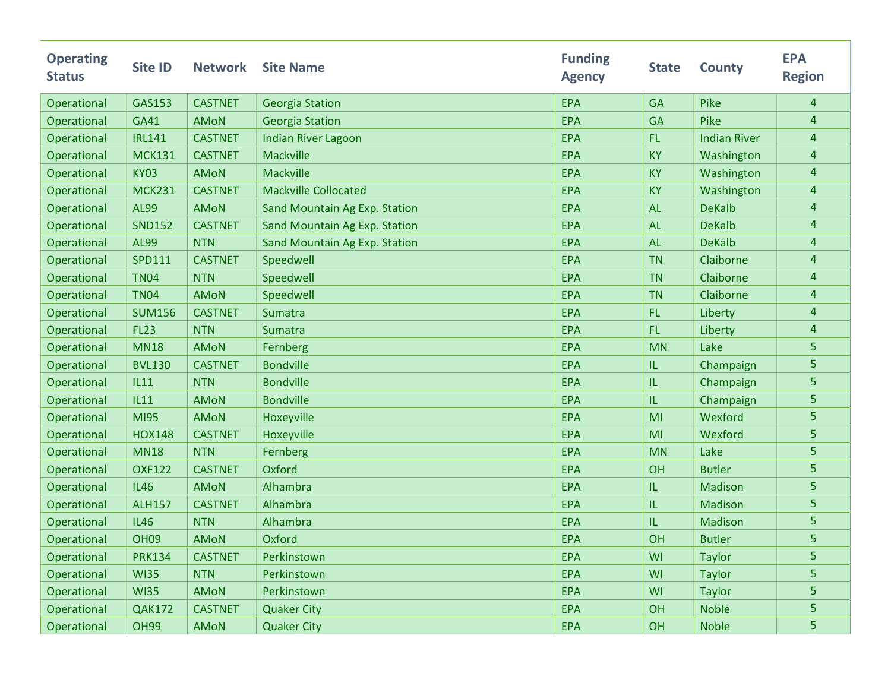| Operating Status | Site ID | Network | Site Name | Funding Agency | State | County | EPA Region |
|---|---|---|---|---|---|---|---|
| Operational | GAS153 | CASTNET | Georgia Station | EPA | GA | Pike | 4 |
| Operational | GA41 | AMoN | Georgia Station | EPA | GA | Pike | 4 |
| Operational | IRL141 | CASTNET | Indian River Lagoon | EPA | FL | Indian River | 4 |
| Operational | MCK131 | CASTNET | Mackville | EPA | KY | Washington | 4 |
| Operational | KY03 | AMoN | Mackville | EPA | KY | Washington | 4 |
| Operational | MCK231 | CASTNET | Mackville Collocated | EPA | KY | Washington | 4 |
| Operational | AL99 | AMoN | Sand Mountain Ag Exp. Station | EPA | AL | DeKalb | 4 |
| Operational | SND152 | CASTNET | Sand Mountain Ag Exp. Station | EPA | AL | DeKalb | 4 |
| Operational | AL99 | NTN | Sand Mountain Ag Exp. Station | EPA | AL | DeKalb | 4 |
| Operational | SPD111 | CASTNET | Speedwell | EPA | TN | Claiborne | 4 |
| Operational | TN04 | NTN | Speedwell | EPA | TN | Claiborne | 4 |
| Operational | TN04 | AMoN | Speedwell | EPA | TN | Claiborne | 4 |
| Operational | SUM156 | CASTNET | Sumatra | EPA | FL | Liberty | 4 |
| Operational | FL23 | NTN | Sumatra | EPA | FL | Liberty | 4 |
| Operational | MN18 | AMoN | Fernberg | EPA | MN | Lake | 5 |
| Operational | BVL130 | CASTNET | Bondville | EPA | IL | Champaign | 5 |
| Operational | IL11 | NTN | Bondville | EPA | IL | Champaign | 5 |
| Operational | IL11 | AMoN | Bondville | EPA | IL | Champaign | 5 |
| Operational | MI95 | AMoN | Hoxeyville | EPA | MI | Wexford | 5 |
| Operational | HOX148 | CASTNET | Hoxeyville | EPA | MI | Wexford | 5 |
| Operational | MN18 | NTN | Fernberg | EPA | MN | Lake | 5 |
| Operational | OXF122 | CASTNET | Oxford | EPA | OH | Butler | 5 |
| Operational | IL46 | AMoN | Alhambra | EPA | IL | Madison | 5 |
| Operational | ALH157 | CASTNET | Alhambra | EPA | IL | Madison | 5 |
| Operational | IL46 | NTN | Alhambra | EPA | IL | Madison | 5 |
| Operational | OH09 | AMoN | Oxford | EPA | OH | Butler | 5 |
| Operational | PRK134 | CASTNET | Perkinstown | EPA | WI | Taylor | 5 |
| Operational | WI35 | NTN | Perkinstown | EPA | WI | Taylor | 5 |
| Operational | WI35 | AMoN | Perkinstown | EPA | WI | Taylor | 5 |
| Operational | QAK172 | CASTNET | Quaker City | EPA | OH | Noble | 5 |
| Operational | OH99 | AMoN | Quaker City | EPA | OH | Noble | 5 |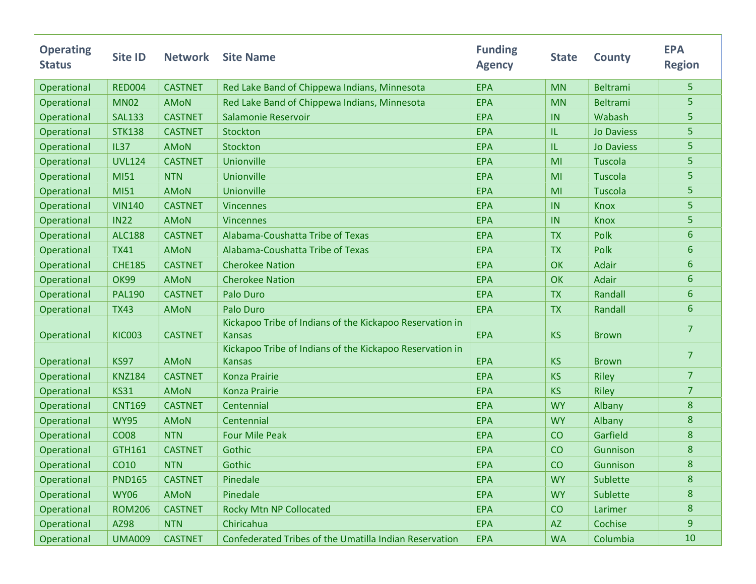| Operating Status | Site ID | Network | Site Name | Funding Agency | State | County | EPA Region |
|---|---|---|---|---|---|---|---|
| Operational | RED004 | CASTNET | Red Lake Band of Chippewa Indians, Minnesota | EPA | MN | Beltrami | 5 |
| Operational | MN02 | AMoN | Red Lake Band of Chippewa Indians, Minnesota | EPA | MN | Beltrami | 5 |
| Operational | SAL133 | CASTNET | Salamonie Reservoir | EPA | IN | Wabash | 5 |
| Operational | STK138 | CASTNET | Stockton | EPA | IL | Jo Daviess | 5 |
| Operational | IL37 | AMoN | Stockton | EPA | IL | Jo Daviess | 5 |
| Operational | UVL124 | CASTNET | Unionville | EPA | MI | Tuscola | 5 |
| Operational | MI51 | NTN | Unionville | EPA | MI | Tuscola | 5 |
| Operational | MI51 | AMoN | Unionville | EPA | MI | Tuscola | 5 |
| Operational | VIN140 | CASTNET | Vincennes | EPA | IN | Knox | 5 |
| Operational | IN22 | AMoN | Vincennes | EPA | IN | Knox | 5 |
| Operational | ALC188 | CASTNET | Alabama-Coushatta Tribe of Texas | EPA | TX | Polk | 6 |
| Operational | TX41 | AMoN | Alabama-Coushatta Tribe of Texas | EPA | TX | Polk | 6 |
| Operational | CHE185 | CASTNET | Cherokee Nation | EPA | OK | Adair | 6 |
| Operational | OK99 | AMoN | Cherokee Nation | EPA | OK | Adair | 6 |
| Operational | PAL190 | CASTNET | Palo Duro | EPA | TX | Randall | 6 |
| Operational | TX43 | AMoN | Palo Duro | EPA | TX | Randall | 6 |
| Operational | KIC003 | CASTNET | Kickapoo Tribe of Indians of the Kickapoo Reservation in Kansas | EPA | KS | Brown | 7 |
| Operational | KS97 | AMoN | Kickapoo Tribe of Indians of the Kickapoo Reservation in Kansas | EPA | KS | Brown | 7 |
| Operational | KNZ184 | CASTNET | Konza Prairie | EPA | KS | Riley | 7 |
| Operational | KS31 | AMoN | Konza Prairie | EPA | KS | Riley | 7 |
| Operational | CNT169 | CASTNET | Centennial | EPA | WY | Albany | 8 |
| Operational | WY95 | AMoN | Centennial | EPA | WY | Albany | 8 |
| Operational | CO08 | NTN | Four Mile Peak | EPA | CO | Garfield | 8 |
| Operational | GTH161 | CASTNET | Gothic | EPA | CO | Gunnison | 8 |
| Operational | CO10 | NTN | Gothic | EPA | CO | Gunnison | 8 |
| Operational | PND165 | CASTNET | Pinedale | EPA | WY | Sublette | 8 |
| Operational | WY06 | AMoN | Pinedale | EPA | WY | Sublette | 8 |
| Operational | ROM206 | CASTNET | Rocky Mtn NP Collocated | EPA | CO | Larimer | 8 |
| Operational | AZ98 | NTN | Chiricahua | EPA | AZ | Cochise | 9 |
| Operational | UMA009 | CASTNET | Confederated Tribes of the Umatilla Indian Reservation | EPA | WA | Columbia | 10 |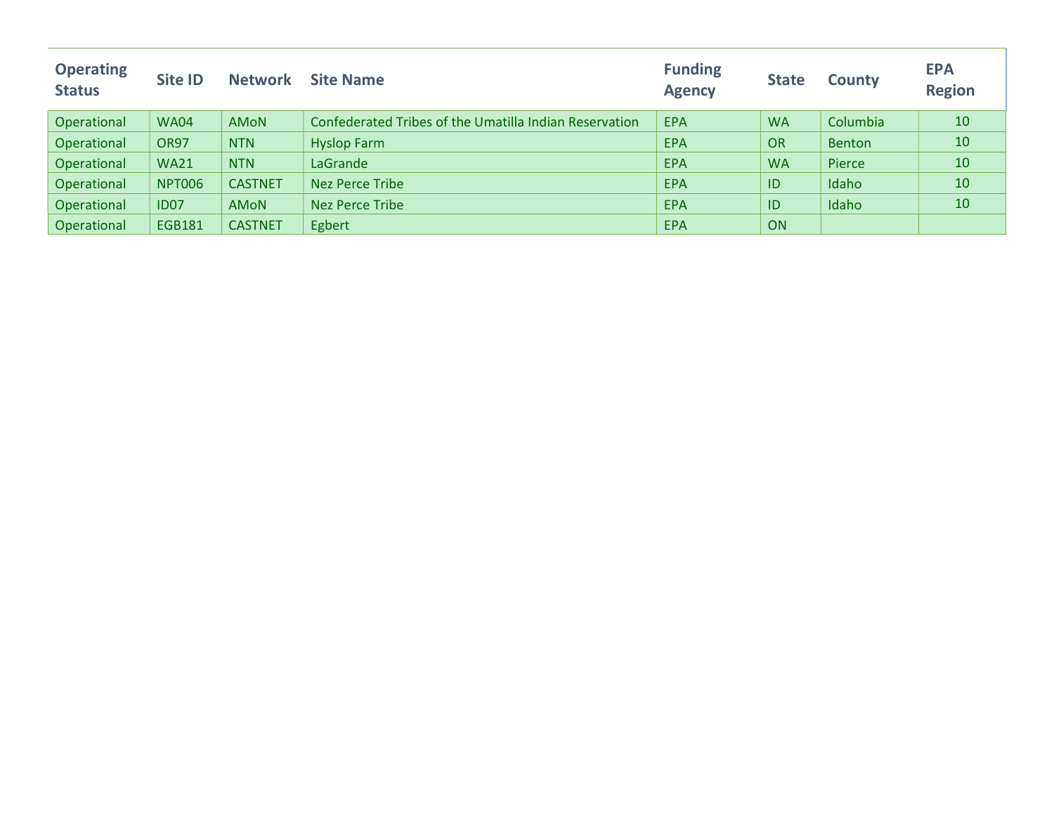| Operating Status | Site ID | Network | Site Name | Funding Agency | State | County | EPA Region |
|---|---|---|---|---|---|---|---|
| Operational | WA04 | AMoN | Confederated Tribes of the Umatilla Indian Reservation | EPA | WA | Columbia | 10 |
| Operational | OR97 | NTN | Hyslop Farm | EPA | OR | Benton | 10 |
| Operational | WA21 | NTN | LaGrande | EPA | WA | Pierce | 10 |
| Operational | NPT006 | CASTNET | Nez Perce Tribe | EPA | ID | Idaho | 10 |
| Operational | ID07 | AMoN | Nez Perce Tribe | EPA | ID | Idaho | 10 |
| Operational | EGB181 | CASTNET | Egbert | EPA | ON | | |